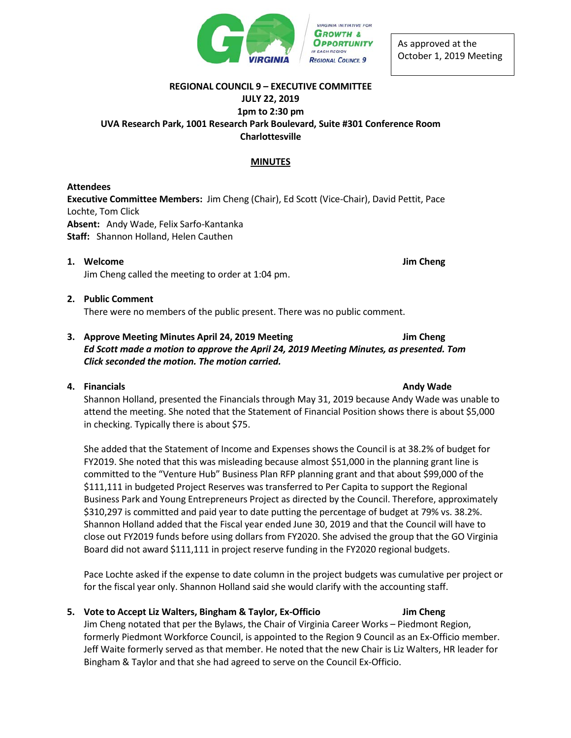As approved at the October 1, 2019 Meeting

# REGIONAL COUNCIL 9 – EXECUTIVE COMMITTEE

**JULY 22, 2019**
**1pm to 2:30 pm**
**UVA Research Park, 1001 Research Park Boulevard, Suite #301 Conference Room**
**Charlottesville**

## MINUTES

**Attendees**
**Executive Committee Members:** Jim Cheng (Chair), Ed Scott (Vice-Chair), David Pettit, Pace Lochte, Tom Click
**Absent:** Andy Wade, Felix Sarfo-Kantanka
**Staff:** Shannon Holland, Helen Cauthen

1. **Welcome** — **Jim Cheng**
   Jim Cheng called the meeting to order at 1:04 pm.

2. **Public Comment**
   There were no members of the public present. There was no public comment.

3. **Approve Meeting Minutes April 24, 2019 Meeting** — **Jim Cheng**
   ***Ed Scott made a motion to approve the April 24, 2019 Meeting Minutes, as presented. Tom Click seconded the motion. The motion carried.***

4. **Financials** — **Andy Wade**
   Shannon Holland, presented the Financials through May 31, 2019 because Andy Wade was unable to attend the meeting. She noted that the Statement of Financial Position shows there is about $5,000 in checking. Typically there is about $75.

   She added that the Statement of Income and Expenses shows the Council is at 38.2% of budget for FY2019. She noted that this was misleading because almost $51,000 in the planning grant line is committed to the "Venture Hub" Business Plan RFP planning grant and that about $99,000 of the $111,111 in budgeted Project Reserves was transferred to Per Capita to support the Regional Business Park and Young Entrepreneurs Project as directed by the Council. Therefore, approximately $310,297 is committed and paid year to date putting the percentage of budget at 79% vs. 38.2%. Shannon Holland added that the Fiscal year ended June 30, 2019 and that the Council will have to close out FY2019 funds before using dollars from FY2020. She advised the group that the GO Virginia Board did not award $111,111 in project reserve funding in the FY2020 regional budgets.

   Pace Lochte asked if the expense to date column in the project budgets was cumulative per project or for the fiscal year only. Shannon Holland said she would clarify with the accounting staff.

5. **Vote to Accept Liz Walters, Bingham & Taylor, Ex-Officio** — **Jim Cheng**
   Jim Cheng notated that per the Bylaws, the Chair of Virginia Career Works – Piedmont Region, formerly Piedmont Workforce Council, is appointed to the Region 9 Council as an Ex-Officio member. Jeff Waite formerly served as that member. He noted that the new Chair is Liz Walters, HR leader for Bingham & Taylor and that she had agreed to serve on the Council Ex-Officio.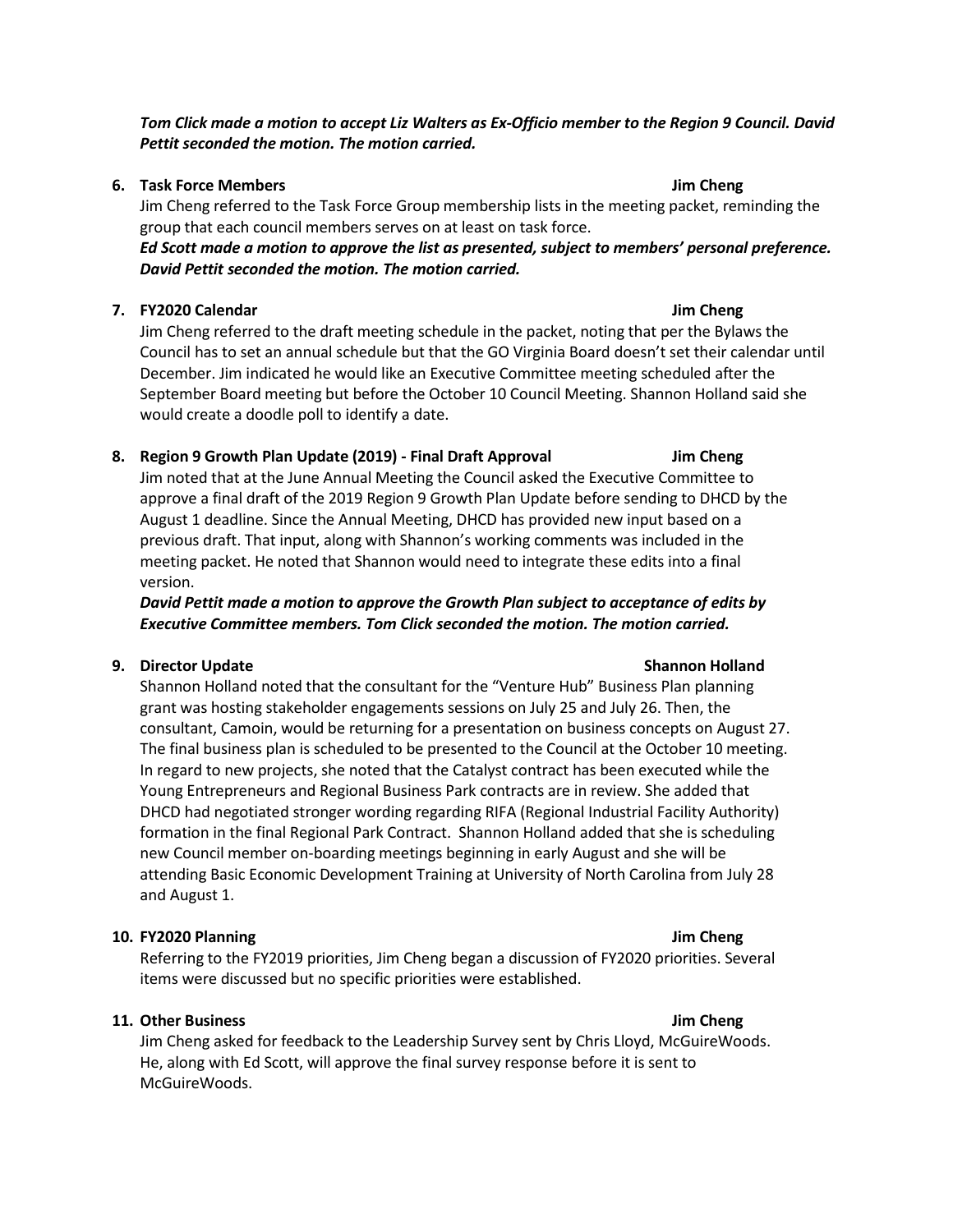***Tom Click made a motion to accept Liz Walters as Ex-Officio member to the Region 9 Council. David Pettit seconded the motion. The motion carried.***

**6. Task Force Members** **Jim Cheng**

Jim Cheng referred to the Task Force Group membership lists in the meeting packet, reminding the group that each council members serves on at least on task force.

***Ed Scott made a motion to approve the list as presented, subject to members' personal preference. David Pettit seconded the motion. The motion carried.***

**7. FY2020 Calendar** **Jim Cheng**

Jim Cheng referred to the draft meeting schedule in the packet, noting that per the Bylaws the Council has to set an annual schedule but that the GO Virginia Board doesn't set their calendar until December. Jim indicated he would like an Executive Committee meeting scheduled after the September Board meeting but before the October 10 Council Meeting. Shannon Holland said she would create a doodle poll to identify a date.

**8. Region 9 Growth Plan Update (2019) - Final Draft Approval** **Jim Cheng**

Jim noted that at the June Annual Meeting the Council asked the Executive Committee to approve a final draft of the 2019 Region 9 Growth Plan Update before sending to DHCD by the August 1 deadline. Since the Annual Meeting, DHCD has provided new input based on a previous draft. That input, along with Shannon's working comments was included in the meeting packet. He noted that Shannon would need to integrate these edits into a final version.

***David Pettit made a motion to approve the Growth Plan subject to acceptance of edits by Executive Committee members. Tom Click seconded the motion. The motion carried.***

**9. Director Update** **Shannon Holland**

Shannon Holland noted that the consultant for the "Venture Hub" Business Plan planning grant was hosting stakeholder engagements sessions on July 25 and July 26. Then, the consultant, Camoin, would be returning for a presentation on business concepts on August 27. The final business plan is scheduled to be presented to the Council at the October 10 meeting. In regard to new projects, she noted that the Catalyst contract has been executed while the Young Entrepreneurs and Regional Business Park contracts are in review. She added that DHCD had negotiated stronger wording regarding RIFA (Regional Industrial Facility Authority) formation in the final Regional Park Contract. Shannon Holland added that she is scheduling new Council member on-boarding meetings beginning in early August and she will be attending Basic Economic Development Training at University of North Carolina from July 28 and August 1.

**10. FY2020 Planning** **Jim Cheng**

Referring to the FY2019 priorities, Jim Cheng began a discussion of FY2020 priorities. Several items were discussed but no specific priorities were established.

**11. Other Business** **Jim Cheng**

Jim Cheng asked for feedback to the Leadership Survey sent by Chris Lloyd, McGuireWoods. He, along with Ed Scott, will approve the final survey response before it is sent to McGuireWoods.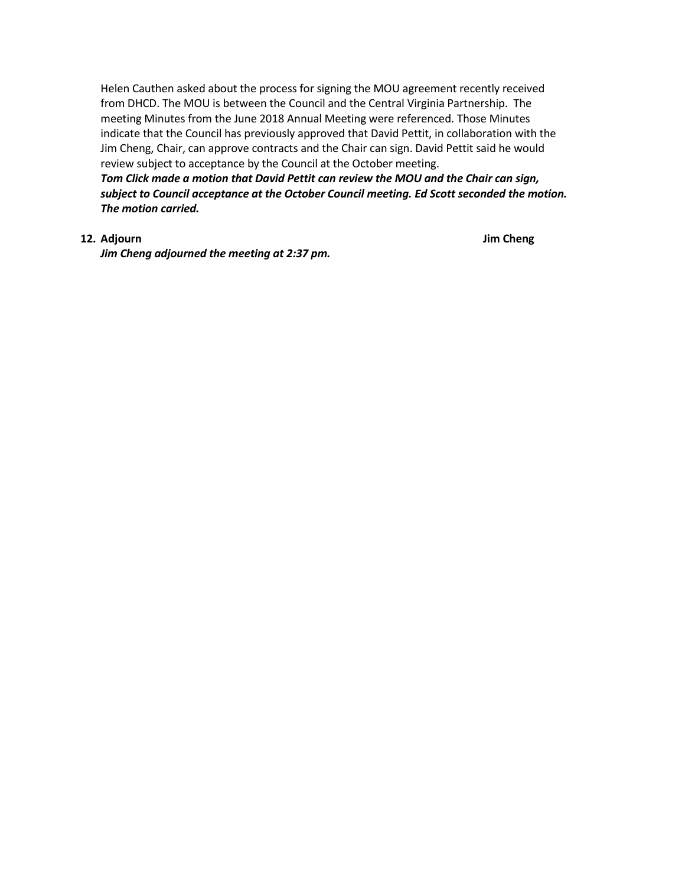Helen Cauthen asked about the process for signing the MOU agreement recently received from DHCD. The MOU is between the Council and the Central Virginia Partnership. The meeting Minutes from the June 2018 Annual Meeting were referenced. Those Minutes indicate that the Council has previously approved that David Pettit, in collaboration with the Jim Cheng, Chair, can approve contracts and the Chair can sign. David Pettit said he would review subject to acceptance by the Council at the October meeting.

***Tom Click made a motion that David Pettit can review the MOU and the Chair can sign, subject to Council acceptance at the October Council meeting. Ed Scott seconded the motion. The motion carried.***

**12. Adjourn** **Jim Cheng**

***Jim Cheng adjourned the meeting at 2:37 pm.***